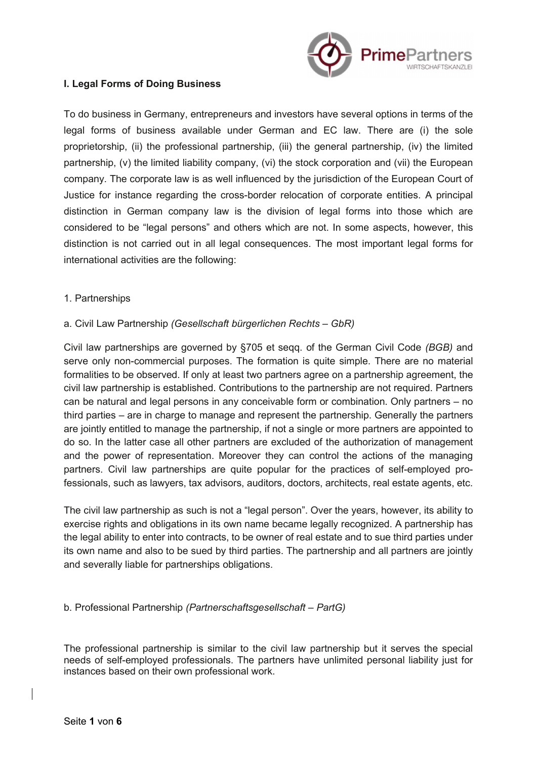## I. Legal Forms of Doing Business

To do business in Germany, entrepreneurs and investors have several options in terms of the legal forms of business available under German and EC law. There are (i) the sole proprietorship, (ii) the professional partnership, (iii) the general partnership, (iv) the limited partnership, (v) the limited liability company, (vi) the stock corporation and (vii) the European company. The corporate law is as well influenced by the jurisdiction of the European Court of Justice for instance regarding the cross-border relocation of corporate entities. A principal distinction in German company law is the division of legal forms into those which are considered to be "legal persons" and others which are not. In some aspects, however, this distinction is not carried out in all legal consequences. The most important legal forms for international activities are the following:

### 1. Partnerships

#### a. Civil Law Partnership *(Gesellschaft bürgerlichen Rechts – GbR)*

Civil law partnerships are governed by §705 et seqq. of the German Civil Code *(BGB)* and serve only non-commercial purposes. The formation is quite simple. There are no material formalities to be observed. If only at least two partners agree on a partnership agreement, the civil law partnership is established. Contributions to the partnership are not required. Partners can be natural and legal persons in any conceivable form or combination. Only partners – no third parties – are in charge to manage and represent the partnership. Generally the partners are jointly entitled to manage the partnership, if not a single or more partners are appointed to do so. In the latter case all other partners are excluded of the authorization of management and the power of representation. Moreover they can control the actions of the managing partners. Civil law partnerships are quite popular for the practices of self-employed professionals, such as lawyers, tax advisors, auditors, doctors, architects, real estate agents, etc.

The civil law partnership as such is not a "legal person". Over the years, however, its ability to exercise rights and obligations in its own name became legally recognized. A partnership has the legal ability to enter into contracts, to be owner of real estate and to sue third parties under its own name and also to be sued by third parties. The partnership and all partners are jointly and severally liable for partnerships obligations.

#### b. Professional Partnership *(Partnerschaftsgesellschaft – PartG)*

The professional partnership is similar to the civil law partnership but it serves the special needs of self-employed professionals. The partners have unlimited personal liability just for instances based on their own professional work.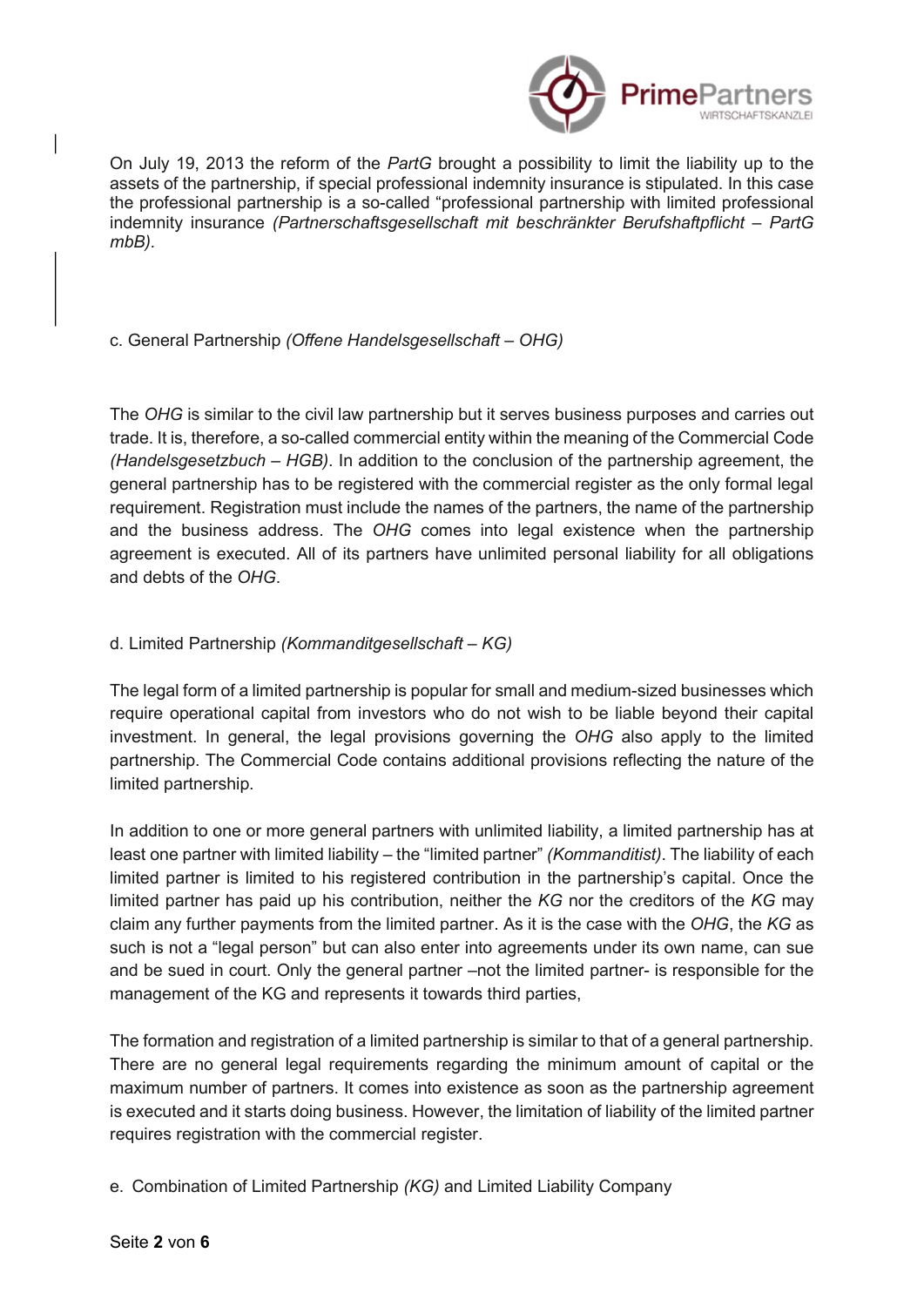On July 19, 2013 the reform of the *PartG* brought a possibility to limit the liability up to the assets of the partnership, if special professional indemnity insurance is stipulated. In this case the professional partnership is a so-called "professional partnership with limited professional indemnity insurance *(Partnerschaftsgesellschaft mit beschränkter Berufshaftpflicht – PartG mbB)*.

### c. General Partnership *(Offene Handelsgesellschaft – OHG)*

The *OHG* is similar to the civil law partnership but it serves business purposes and carries out trade. It is, therefore, a so-called commercial entity within the meaning of the Commercial Code *(Handelsgesetzbuch – HGB)*. In addition to the conclusion of the partnership agreement, the general partnership has to be registered with the commercial register as the only formal legal requirement. Registration must include the names of the partners, the name of the partnership and the business address. The *OHG* comes into legal existence when the partnership agreement is executed. All of its partners have unlimited personal liability for all obligations and debts of the *OHG*.

### d. Limited Partnership *(Kommanditgesellschaft – KG)*

The legal form of a limited partnership is popular for small and medium-sized businesses which require operational capital from investors who do not wish to be liable beyond their capital investment. In general, the legal provisions governing the *OHG* also apply to the limited partnership. The Commercial Code contains additional provisions reflecting the nature of the limited partnership.

In addition to one or more general partners with unlimited liability, a limited partnership has at least one partner with limited liability – the "limited partner" *(Kommanditist)*. The liability of each limited partner is limited to his registered contribution in the partnership's capital. Once the limited partner has paid up his contribution, neither the *KG* nor the creditors of the *KG* may claim any further payments from the limited partner. As it is the case with the *OHG*, the *KG* as such is not a "legal person" but can also enter into agreements under its own name, can sue and be sued in court. Only the general partner –not the limited partner- is responsible for the management of the KG and represents it towards third parties,

The formation and registration of a limited partnership is similar to that of a general partnership. There are no general legal requirements regarding the minimum amount of capital or the maximum number of partners. It comes into existence as soon as the partnership agreement is executed and it starts doing business. However, the limitation of liability of the limited partner requires registration with the commercial register.

### e. Combination of Limited Partnership *(KG)* and Limited Liability Company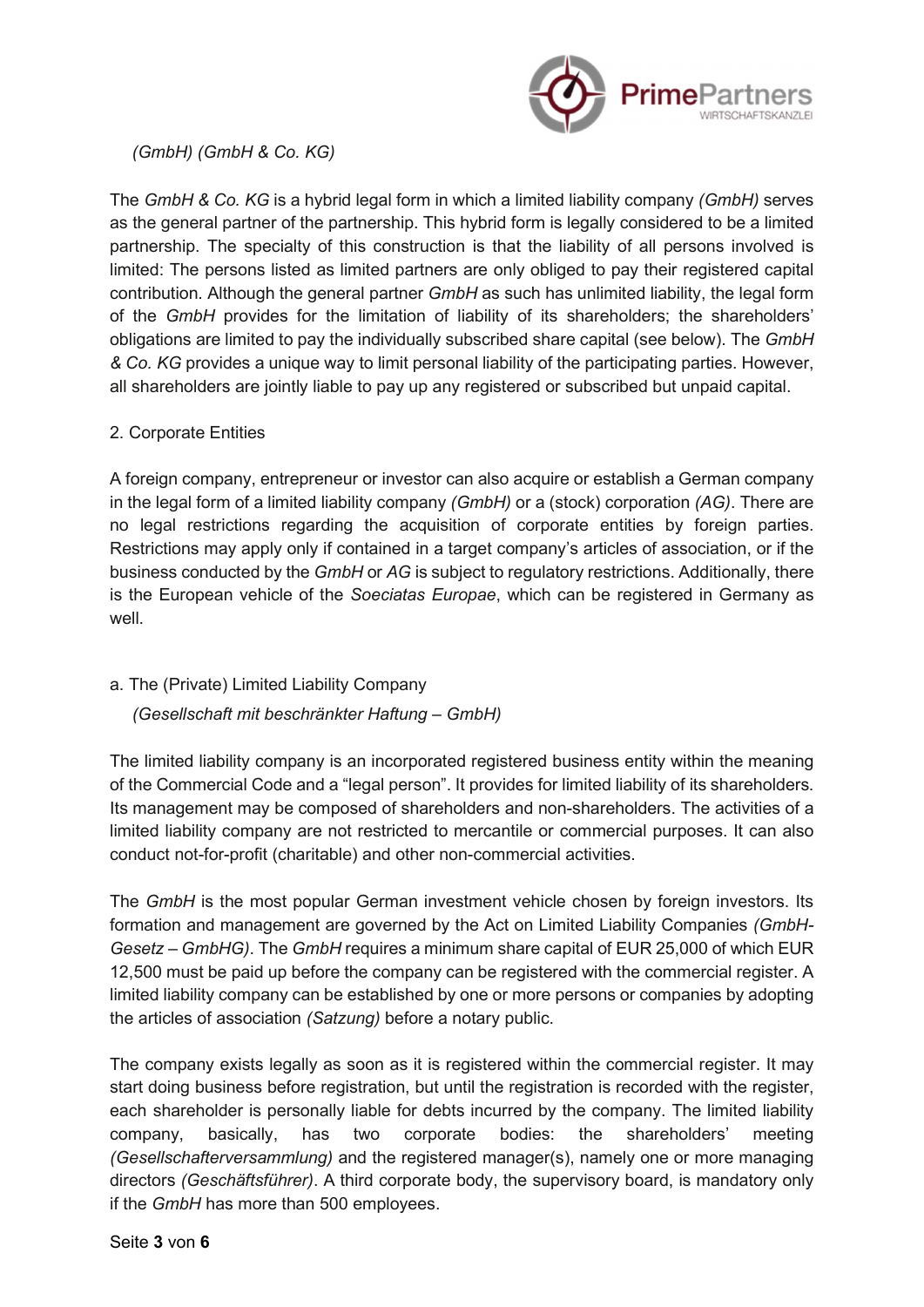*(GmbH) (GmbH & Co. KG)*

The *GmbH & Co. KG* is a hybrid legal form in which a limited liability company *(GmbH)* serves as the general partner of the partnership. This hybrid form is legally considered to be a limited partnership. The specialty of this construction is that the liability of all persons involved is limited: The persons listed as limited partners are only obliged to pay their registered capital contribution. Although the general partner *GmbH* as such has unlimited liability, the legal form of the *GmbH* provides for the limitation of liability of its shareholders; the shareholders' obligations are limited to pay the individually subscribed share capital (see below). The *GmbH & Co. KG* provides a unique way to limit personal liability of the participating parties. However, all shareholders are jointly liable to pay up any registered or subscribed but unpaid capital.

## 2. Corporate Entities

A foreign company, entrepreneur or investor can also acquire or establish a German company in the legal form of a limited liability company *(GmbH)* or a (stock) corporation *(AG)*. There are no legal restrictions regarding the acquisition of corporate entities by foreign parties. Restrictions may apply only if contained in a target company's articles of association, or if the business conducted by the *GmbH* or *AG* is subject to regulatory restrictions. Additionally, there is the European vehicle of the *Soeciatas Europae*, which can be registered in Germany as well.

### a. The (Private) Limited Liability Company

*(Gesellschaft mit beschränkter Haftung – GmbH)*

The limited liability company is an incorporated registered business entity within the meaning of the Commercial Code and a "legal person". It provides for limited liability of its shareholders. Its management may be composed of shareholders and non-shareholders. The activities of a limited liability company are not restricted to mercantile or commercial purposes. It can also conduct not-for-profit (charitable) and other non-commercial activities.

The *GmbH* is the most popular German investment vehicle chosen by foreign investors. Its formation and management are governed by the Act on Limited Liability Companies *(GmbH-Gesetz – GmbHG)*. The *GmbH* requires a minimum share capital of EUR 25,000 of which EUR 12,500 must be paid up before the company can be registered with the commercial register. A limited liability company can be established by one or more persons or companies by adopting the articles of association *(Satzung)* before a notary public.

The company exists legally as soon as it is registered within the commercial register. It may start doing business before registration, but until the registration is recorded with the register, each shareholder is personally liable for debts incurred by the company. The limited liability company, basically, has two corporate bodies: the shareholders' meeting *(Gesellschafterversammlung)* and the registered manager(s), namely one or more managing directors *(Geschäftsführer)*. A third corporate body, the supervisory board, is mandatory only if the *GmbH* has more than 500 employees.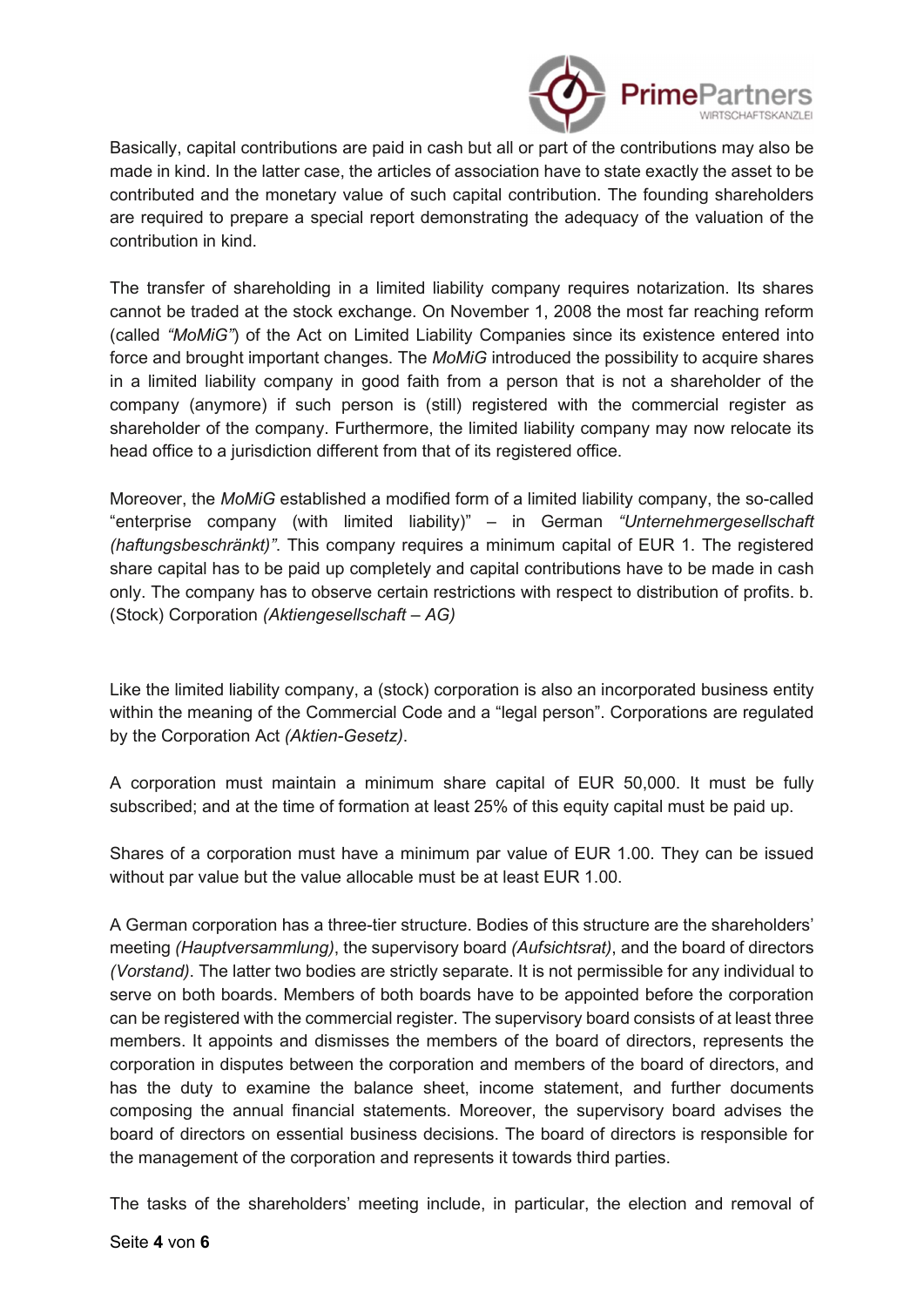Basically, capital contributions are paid in cash but all or part of the contributions may also be made in kind. In the latter case, the articles of association have to state exactly the asset to be contributed and the monetary value of such capital contribution. The founding shareholders are required to prepare a special report demonstrating the adequacy of the valuation of the contribution in kind.

The transfer of shareholding in a limited liability company requires notarization. Its shares cannot be traded at the stock exchange. On November 1, 2008 the most far reaching reform (called *"MoMiG"*) of the Act on Limited Liability Companies since its existence entered into force and brought important changes. The *MoMiG* introduced the possibility to acquire shares in a limited liability company in good faith from a person that is not a shareholder of the company (anymore) if such person is (still) registered with the commercial register as shareholder of the company. Furthermore, the limited liability company may now relocate its head office to a jurisdiction different from that of its registered office.

Moreover, the *MoMiG* established a modified form of a limited liability company, the so-called "enterprise company (with limited liability)" – in German *"Unternehmergesellschaft (haftungsbeschränkt)"*. This company requires a minimum capital of EUR 1. The registered share capital has to be paid up completely and capital contributions have to be made in cash only. The company has to observe certain restrictions with respect to distribution of profits.

### b. (Stock) Corporation *(Aktiengesellschaft – AG)*

Like the limited liability company, a (stock) corporation is also an incorporated business entity within the meaning of the Commercial Code and a "legal person". Corporations are regulated by the Corporation Act *(Aktien-Gesetz)*.

A corporation must maintain a minimum share capital of EUR 50,000. It must be fully subscribed; and at the time of formation at least 25% of this equity capital must be paid up.

Shares of a corporation must have a minimum par value of EUR 1.00. They can be issued without par value but the value allocable must be at least EUR 1.00.

A German corporation has a three-tier structure. Bodies of this structure are the shareholders' meeting *(Hauptversammlung)*, the supervisory board *(Aufsichtsrat)*, and the board of directors *(Vorstand)*. The latter two bodies are strictly separate. It is not permissible for any individual to serve on both boards. Members of both boards have to be appointed before the corporation can be registered with the commercial register. The supervisory board consists of at least three members. It appoints and dismisses the members of the board of directors, represents the corporation in disputes between the corporation and members of the board of directors, and has the duty to examine the balance sheet, income statement, and further documents composing the annual financial statements. Moreover, the supervisory board advises the board of directors on essential business decisions. The board of directors is responsible for the management of the corporation and represents it towards third parties.

The tasks of the shareholders' meeting include, in particular, the election and removal of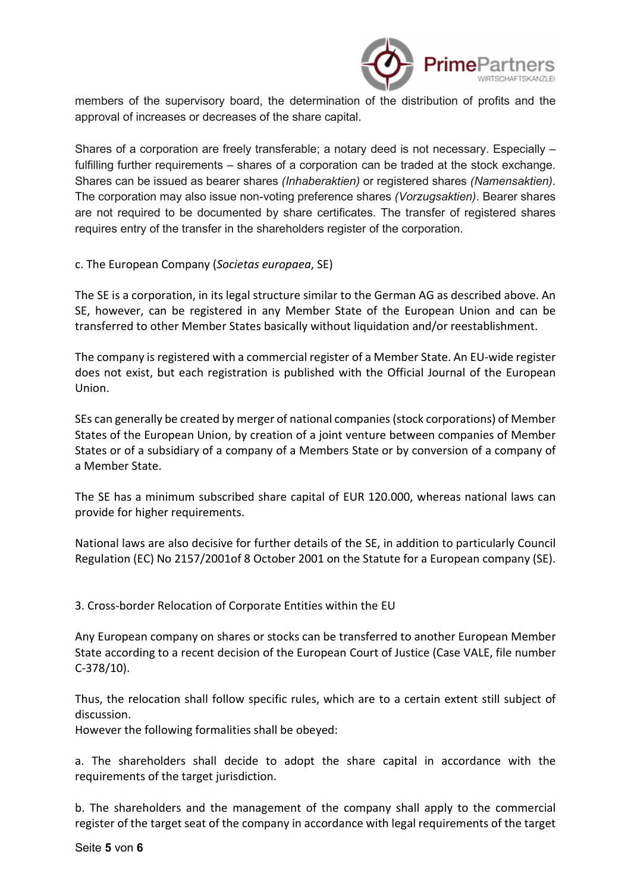members of the supervisory board, the determination of the distribution of profits and the approval of increases or decreases of the share capital.

Shares of a corporation are freely transferable; a notary deed is not necessary. Especially – fulfilling further requirements – shares of a corporation can be traded at the stock exchange. Shares can be issued as bearer shares *(Inhaberaktien)* or registered shares *(Namensaktien)*. The corporation may also issue non-voting preference shares *(Vorzugsaktien)*. Bearer shares are not required to be documented by share certificates. The transfer of registered shares requires entry of the transfer in the shareholders register of the corporation.

### c. The European Company (*Societas europaea*, SE)

The SE is a corporation, in its legal structure similar to the German AG as described above. An SE, however, can be registered in any Member State of the European Union and can be transferred to other Member States basically without liquidation and/or reestablishment.

The company is registered with a commercial register of a Member State. An EU-wide register does not exist, but each registration is published with the Official Journal of the European Union.

SEs can generally be created by merger of national companies (stock corporations) of Member States of the European Union, by creation of a joint venture between companies of Member States or of a subsidiary of a company of a Members State or by conversion of a company of a Member State.

The SE has a minimum subscribed share capital of EUR 120.000, whereas national laws can provide for higher requirements.

National laws are also decisive for further details of the SE, in addition to particularly Council Regulation (EC) No 2157/2001of 8 October 2001 on the Statute for a European company (SE).

## 3. Cross-border Relocation of Corporate Entities within the EU

Any European company on shares or stocks can be transferred to another European Member State according to a recent decision of the European Court of Justice (Case VALE, file number C-378/10).

Thus, the relocation shall follow specific rules, which are to a certain extent still subject of discussion.
However the following formalities shall be obeyed:

a. The shareholders shall decide to adopt the share capital in accordance with the requirements of the target jurisdiction.

b. The shareholders and the management of the company shall apply to the commercial register of the target seat of the company in accordance with legal requirements of the target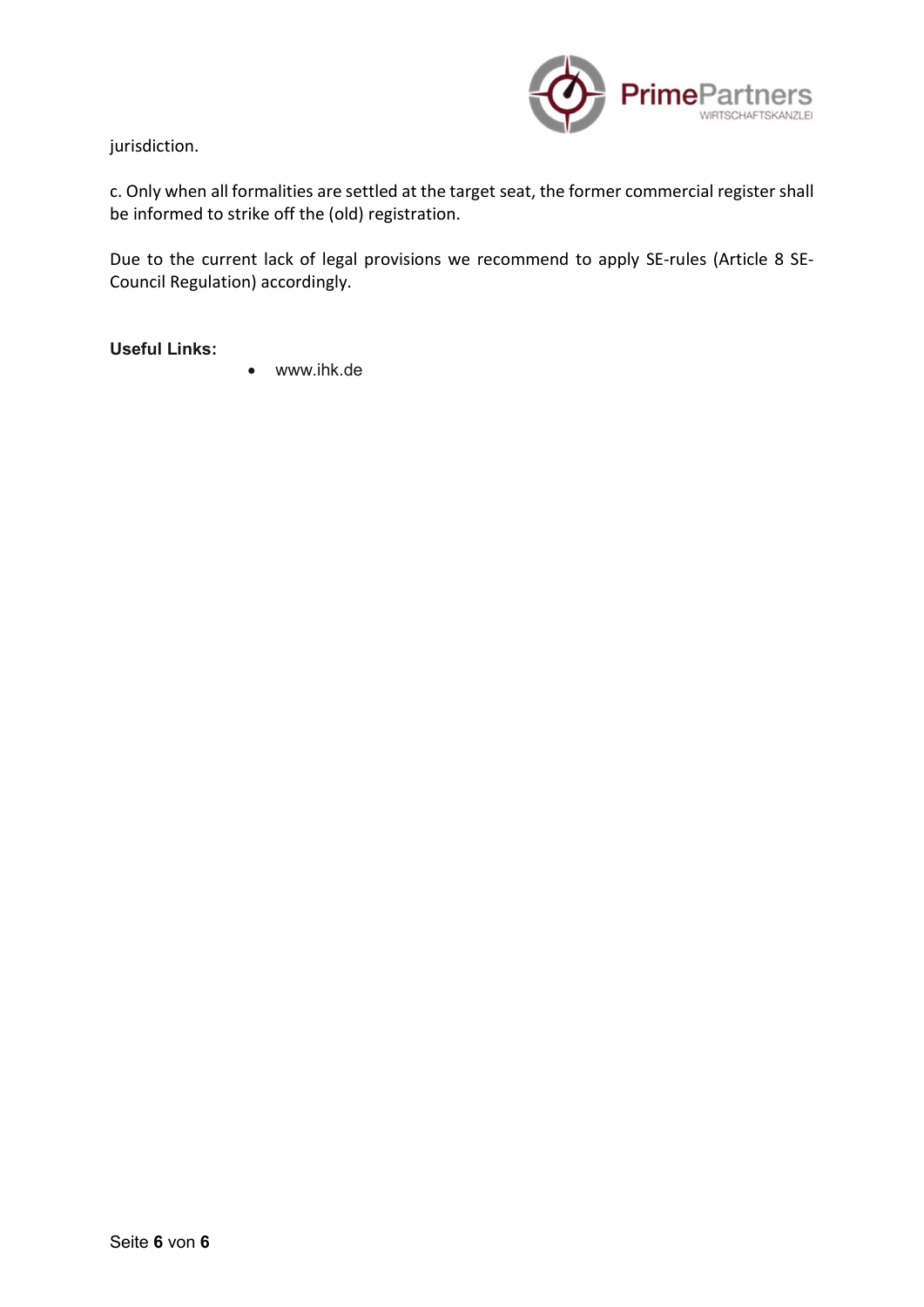jurisdiction.

c. Only when all formalities are settled at the target seat, the former commercial register shall be informed to strike off the (old) registration.

Due to the current lack of legal provisions we recommend to apply SE-rules (Article 8 SE-Council Regulation) accordingly.

**Useful Links:**

- www.ihk.de